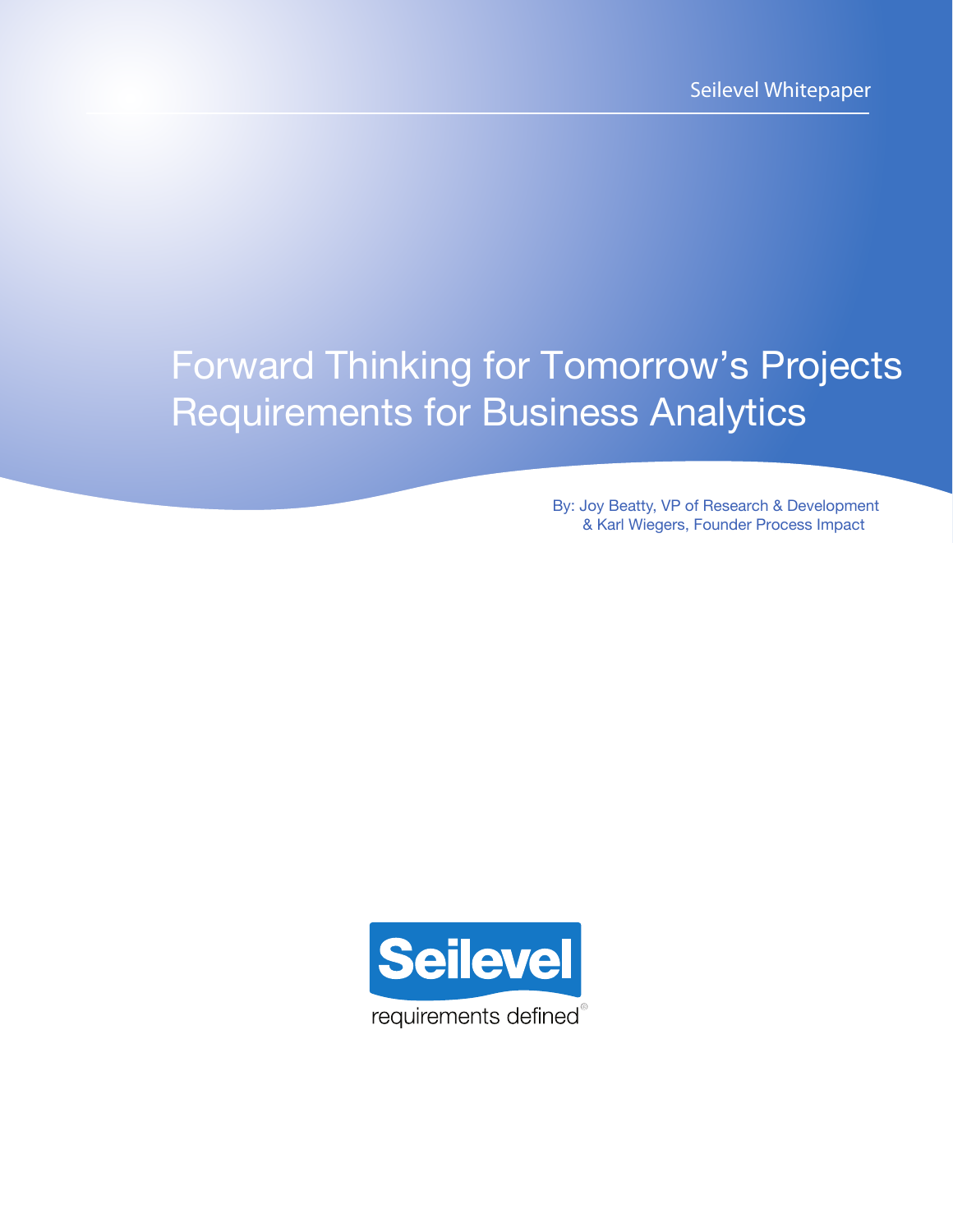Seilevel Whitepaper

# Forward Thinking for Tomorrow's Projects Requirements for Business Analytics

By: Joy Beatty, VP of Research & Development
& Karl Wiegers, Founder Process Impact

Seilevel

requirements defined®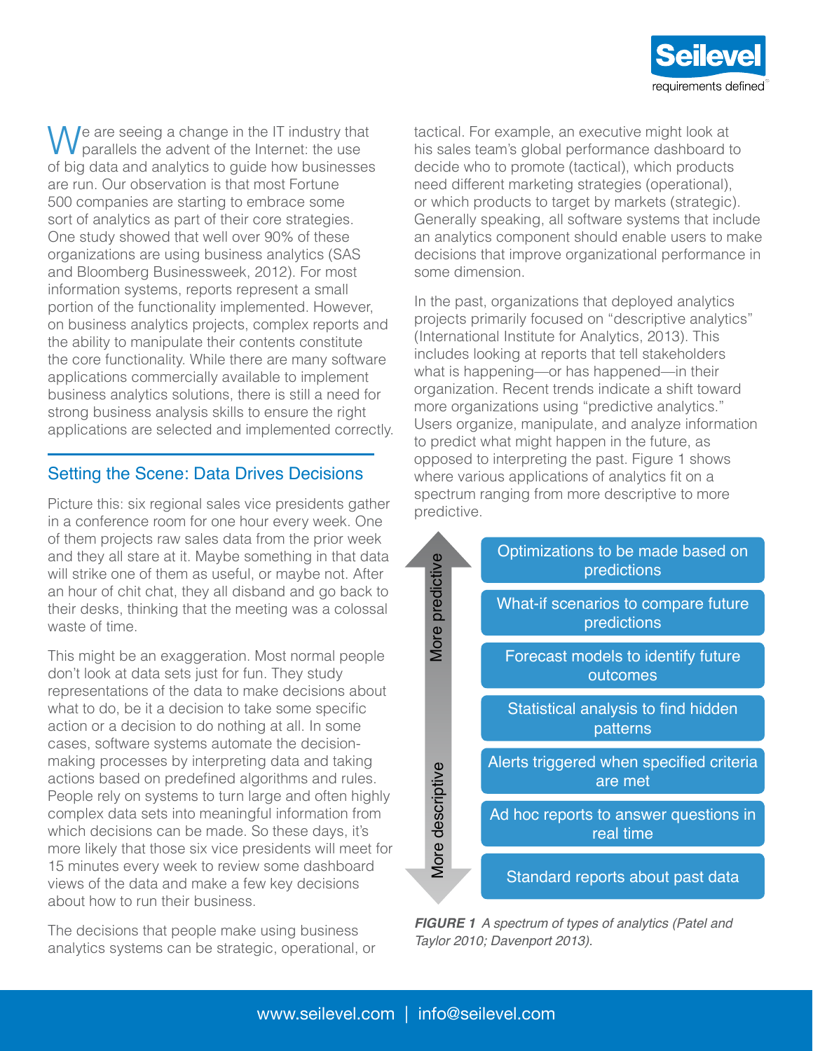We are seeing a change in the IT industry that parallels the advent of the Internet: the use of big data and analytics to guide how businesses are run. Our observation is that most Fortune 500 companies are starting to embrace some sort of analytics as part of their core strategies. One study showed that well over 90% of these organizations are using business analytics (SAS and Bloomberg Businessweek, 2012). For most information systems, reports represent a small portion of the functionality implemented. However, on business analytics projects, complex reports and the ability to manipulate their contents constitute the core functionality. While there are many software applications commercially available to implement business analytics solutions, there is still a need for strong business analysis skills to ensure the right applications are selected and implemented correctly.

## Setting the Scene: Data Drives Decisions

Picture this: six regional sales vice presidents gather in a conference room for one hour every week. One of them projects raw sales data from the prior week and they all stare at it. Maybe something in that data will strike one of them as useful, or maybe not. After an hour of chit chat, they all disband and go back to their desks, thinking that the meeting was a colossal waste of time.

This might be an exaggeration. Most normal people don't look at data sets just for fun. They study representations of the data to make decisions about what to do, be it a decision to take some specific action or a decision to do nothing at all. In some cases, software systems automate the decision-making processes by interpreting data and taking actions based on predefined algorithms and rules. People rely on systems to turn large and often highly complex data sets into meaningful information from which decisions can be made. So these days, it's more likely that those six vice presidents will meet for 15 minutes every week to review some dashboard views of the data and make a few key decisions about how to run their business.

The decisions that people make using business analytics systems can be strategic, operational, or tactical. For example, an executive might look at his sales team's global performance dashboard to decide who to promote (tactical), which products need different marketing strategies (operational), or which products to target by markets (strategic). Generally speaking, all software systems that include an analytics component should enable users to make decisions that improve organizational performance in some dimension.

In the past, organizations that deployed analytics projects primarily focused on "descriptive analytics" (International Institute for Analytics, 2013). This includes looking at reports that tell stakeholders what is happening—or has happened—in their organization. Recent trends indicate a shift toward more organizations using "predictive analytics." Users organize, manipulate, and analyze information to predict what might happen in the future, as opposed to interpreting the past. Figure 1 shows where various applications of analytics fit on a spectrum ranging from more descriptive to more predictive.

More predictive ↑

- Optimizations to be made based on predictions
- What-if scenarios to compare future predictions
- Forecast models to identify future outcomes
- Statistical analysis to find hidden patterns
- Alerts triggered when specified criteria are met
- Ad hoc reports to answer questions in real time
- Standard reports about past data

More descriptive ↓

***FIGURE 1*** *A spectrum of types of analytics (Patel and Taylor 2010; Davenport 2013).*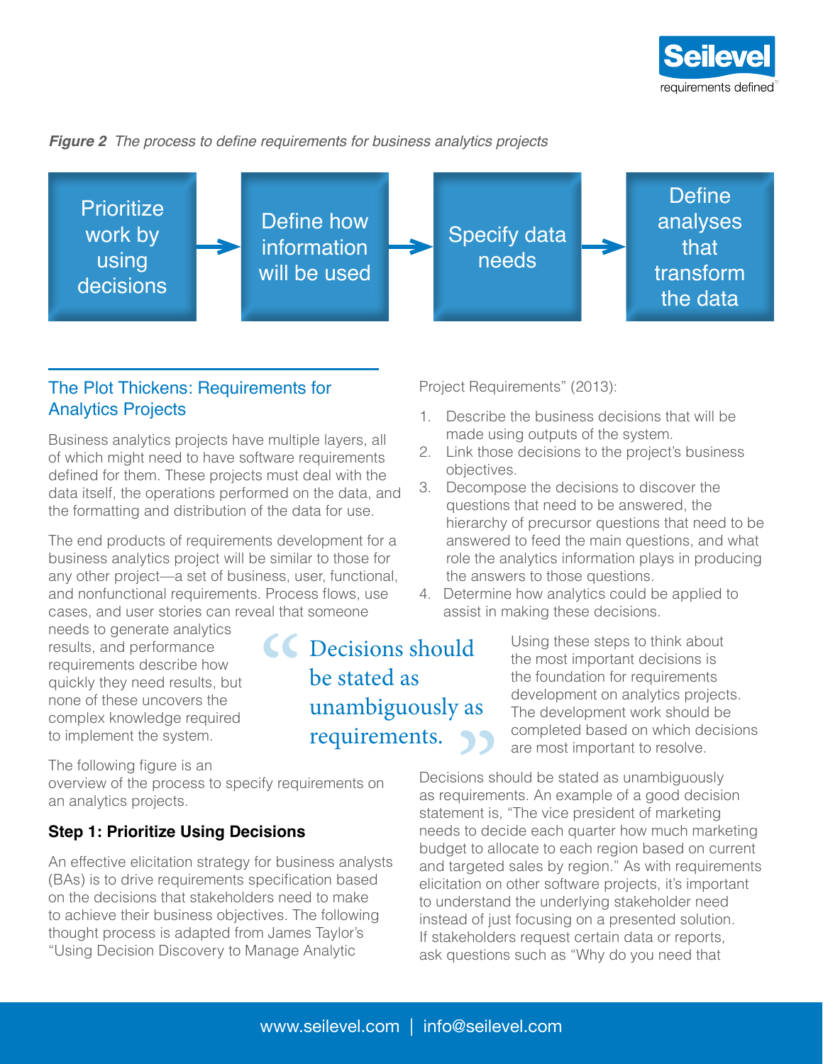*Figure 2  The process to define requirements for business analytics projects*

Prioritize work by using decisions → Define how information will be used → Specify data needs → Define analyses that transform the data

## The Plot Thickens: Requirements for Analytics Projects

Business analytics projects have multiple layers, all of which might need to have software requirements defined for them. These projects must deal with the data itself, the operations performed on the data, and the formatting and distribution of the data for use.

The end products of requirements development for a business analytics project will be similar to those for any other project—a set of business, user, functional, and nonfunctional requirements. Process flows, use cases, and user stories can reveal that someone needs to generate analytics results, and performance requirements describe how quickly they need results, but none of these uncovers the complex knowledge required to implement the system.

The following figure is an overview of the process to specify requirements on an analytics projects.

### Step 1: Prioritize Using Decisions

An effective elicitation strategy for business analysts (BAs) is to drive requirements specification based on the decisions that stakeholders need to make to achieve their business objectives. The following thought process is adapted from James Taylor's "Using Decision Discovery to Manage Analytic Project Requirements" (2013):

1. Describe the business decisions that will be made using outputs of the system.
2. Link those decisions to the project's business objectives.
3. Decompose the decisions to discover the questions that need to be answered, the hierarchy of precursor questions that need to be answered to feed the main questions, and what role the analytics information plays in producing the answers to those questions.
4. Determine how analytics could be applied to assist in making these decisions.

> "Decisions should be stated as unambiguously as requirements."

Using these steps to think about the most important decisions is the foundation for requirements development on analytics projects. The development work should be completed based on which decisions are most important to resolve.

Decisions should be stated as unambiguously as requirements. An example of a good decision statement is, "The vice president of marketing needs to decide each quarter how much marketing budget to allocate to each region based on current and targeted sales by region." As with requirements elicitation on other software projects, it's important to understand the underlying stakeholder need instead of just focusing on a presented solution. If stakeholders request certain data or reports, ask questions such as "Why do you need that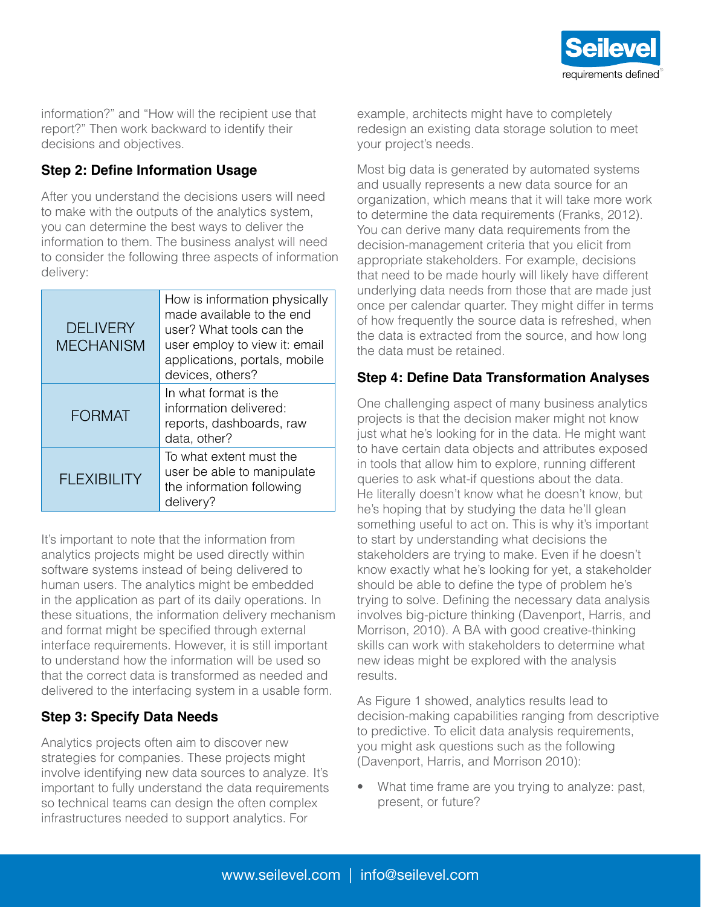information?" and "How will the recipient use that report?" Then work backward to identify their decisions and objectives.

### Step 2: Define Information Usage

After you understand the decisions users will need to make with the outputs of the analytics system, you can determine the best ways to deliver the information to them. The business analyst will need to consider the following three aspects of information delivery:

| | |
|---|---|
| DELIVERY MECHANISM | How is information physically made available to the end user? What tools can the user employ to view it: email applications, portals, mobile devices, others? |
| FORMAT | In what format is the information delivered: reports, dashboards, raw data, other? |
| FLEXIBILITY | To what extent must the user be able to manipulate the information following delivery? |

It's important to note that the information from analytics projects might be used directly within software systems instead of being delivered to human users. The analytics might be embedded in the application as part of its daily operations. In these situations, the information delivery mechanism and format might be specified through external interface requirements. However, it is still important to understand how the information will be used so that the correct data is transformed as needed and delivered to the interfacing system in a usable form.

### Step 3: Specify Data Needs

Analytics projects often aim to discover new strategies for companies. These projects might involve identifying new data sources to analyze. It's important to fully understand the data requirements so technical teams can design the often complex infrastructures needed to support analytics. For example, architects might have to completely redesign an existing data storage solution to meet your project's needs.

Most big data is generated by automated systems and usually represents a new data source for an organization, which means that it will take more work to determine the data requirements (Franks, 2012). You can derive many data requirements from the decision-management criteria that you elicit from appropriate stakeholders. For example, decisions that need to be made hourly will likely have different underlying data needs from those that are made just once per calendar quarter. They might differ in terms of how frequently the source data is refreshed, when the data is extracted from the source, and how long the data must be retained.

### Step 4: Define Data Transformation Analyses

One challenging aspect of many business analytics projects is that the decision maker might not know just what he's looking for in the data. He might want to have certain data objects and attributes exposed in tools that allow him to explore, running different queries to ask what-if questions about the data. He literally doesn't know what he doesn't know, but he's hoping that by studying the data he'll glean something useful to act on. This is why it's important to start by understanding what decisions the stakeholders are trying to make. Even if he doesn't know exactly what he's looking for yet, a stakeholder should be able to define the type of problem he's trying to solve. Defining the necessary data analysis involves big-picture thinking (Davenport, Harris, and Morrison, 2010). A BA with good creative-thinking skills can work with stakeholders to determine what new ideas might be explored with the analysis results.

As Figure 1 showed, analytics results lead to decision-making capabilities ranging from descriptive to predictive. To elicit data analysis requirements, you might ask questions such as the following (Davenport, Harris, and Morrison 2010):

- What time frame are you trying to analyze: past, present, or future?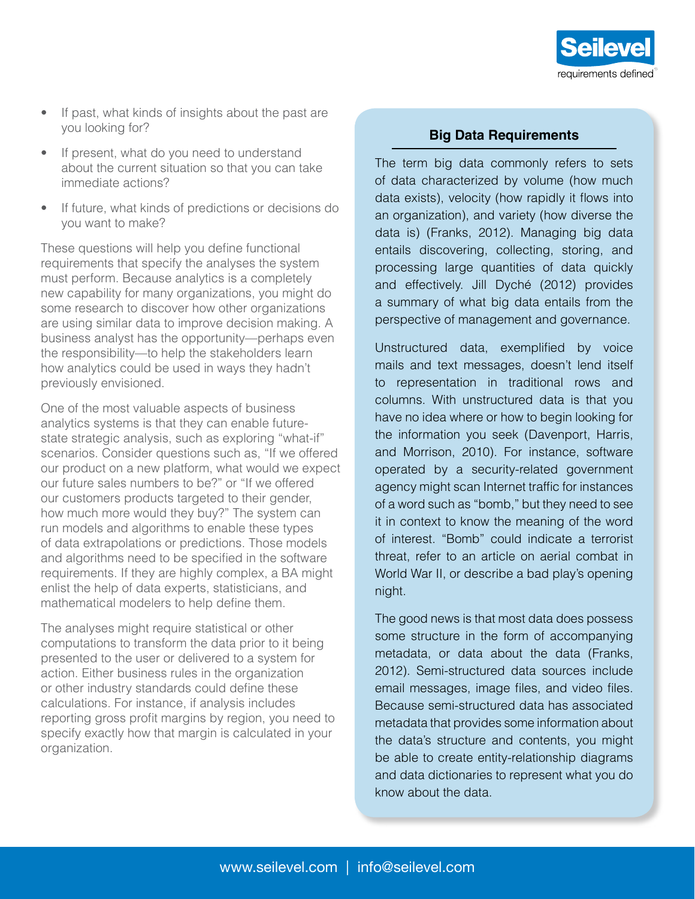- If past, what kinds of insights about the past are you looking for?
- If present, what do you need to understand about the current situation so that you can take immediate actions?
- If future, what kinds of predictions or decisions do you want to make?

These questions will help you define functional requirements that specify the analyses the system must perform. Because analytics is a completely new capability for many organizations, you might do some research to discover how other organizations are using similar data to improve decision making. A business analyst has the opportunity—perhaps even the responsibility—to help the stakeholders learn how analytics could be used in ways they hadn't previously envisioned.

One of the most valuable aspects of business analytics systems is that they can enable future-state strategic analysis, such as exploring "what-if" scenarios. Consider questions such as, "If we offered our product on a new platform, what would we expect our future sales numbers to be?" or "If we offered our customers products targeted to their gender, how much more would they buy?" The system can run models and algorithms to enable these types of data extrapolations or predictions. Those models and algorithms need to be specified in the software requirements. If they are highly complex, a BA might enlist the help of data experts, statisticians, and mathematical modelers to help define them.

The analyses might require statistical or other computations to transform the data prior to it being presented to the user or delivered to a system for action. Either business rules in the organization or other industry standards could define these calculations. For instance, if analysis includes reporting gross profit margins by region, you need to specify exactly how that margin is calculated in your organization.

### Big Data Requirements

The term big data commonly refers to sets of data characterized by volume (how much data exists), velocity (how rapidly it flows into an organization), and variety (how diverse the data is) (Franks, 2012). Managing big data entails discovering, collecting, storing, and processing large quantities of data quickly and effectively. Jill Dyché (2012) provides a summary of what big data entails from the perspective of management and governance.

Unstructured data, exemplified by voice mails and text messages, doesn't lend itself to representation in traditional rows and columns. With unstructured data is that you have no idea where or how to begin looking for the information you seek (Davenport, Harris, and Morrison, 2010). For instance, software operated by a security-related government agency might scan Internet traffic for instances of a word such as "bomb," but they need to see it in context to know the meaning of the word of interest. "Bomb" could indicate a terrorist threat, refer to an article on aerial combat in World War II, or describe a bad play's opening night.

The good news is that most data does possess some structure in the form of accompanying metadata, or data about the data (Franks, 2012). Semi-structured data sources include email messages, image files, and video files. Because semi-structured data has associated metadata that provides some information about the data's structure and contents, you might be able to create entity-relationship diagrams and data dictionaries to represent what you do know about the data.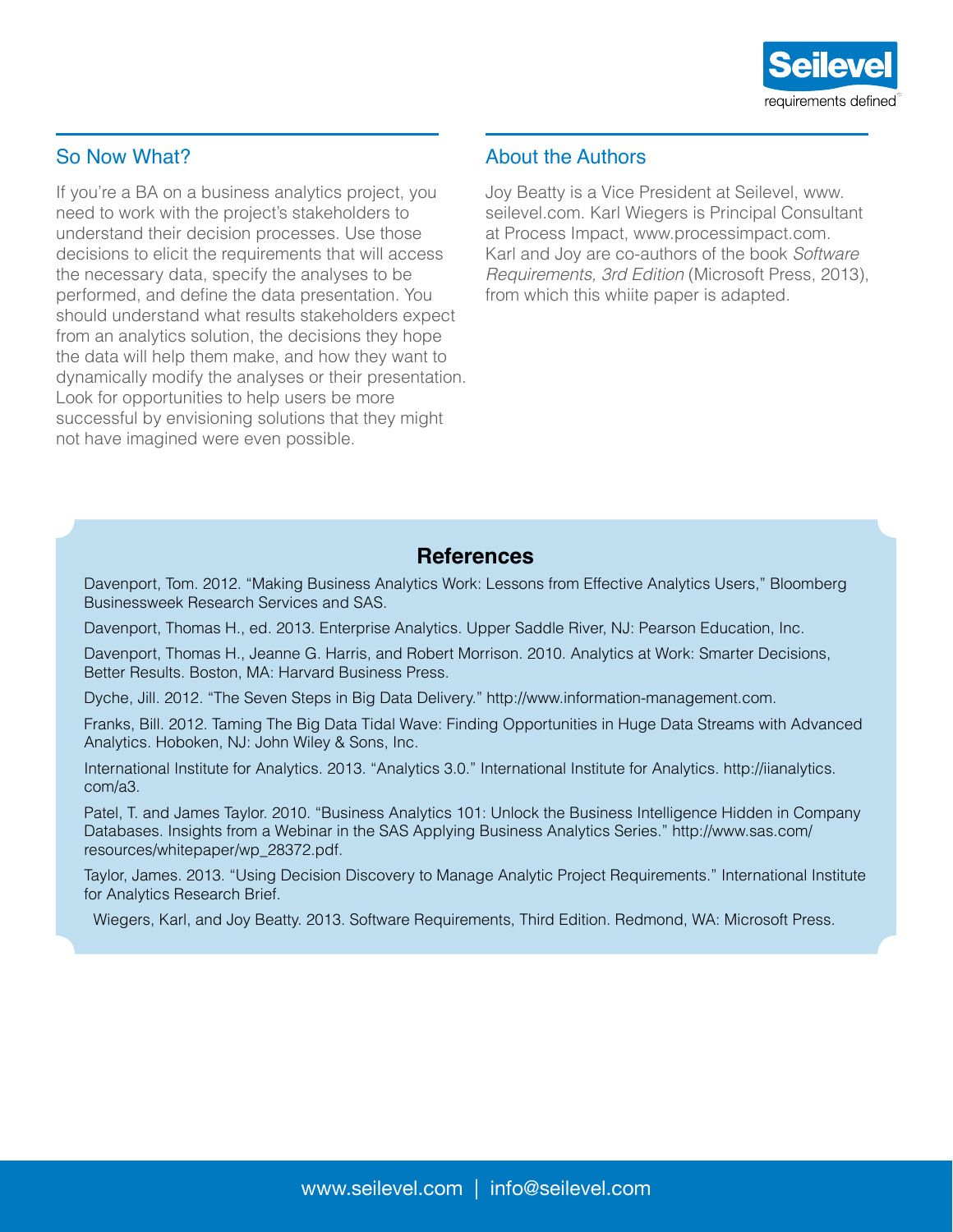## So Now What?

If you're a BA on a business analytics project, you need to work with the project's stakeholders to understand their decision processes. Use those decisions to elicit the requirements that will access the necessary data, specify the analyses to be performed, and define the data presentation. You should understand what results stakeholders expect from an analytics solution, the decisions they hope the data will help them make, and how they want to dynamically modify the analyses or their presentation. Look for opportunities to help users be more successful by envisioning solutions that they might not have imagined were even possible.

## About the Authors

Joy Beatty is a Vice President at Seilevel, www.seilevel.com. Karl Wiegers is Principal Consultant at Process Impact, www.processimpact.com. Karl and Joy are co-authors of the book *Software Requirements, 3rd Edition* (Microsoft Press, 2013), from which this whiite paper is adapted.

## References

Davenport, Tom. 2012. "Making Business Analytics Work: Lessons from Effective Analytics Users," Bloomberg Businessweek Research Services and SAS.

Davenport, Thomas H., ed. 2013. Enterprise Analytics. Upper Saddle River, NJ: Pearson Education, Inc.

Davenport, Thomas H., Jeanne G. Harris, and Robert Morrison. 2010. Analytics at Work: Smarter Decisions, Better Results. Boston, MA: Harvard Business Press.

Dyche, Jill. 2012. "The Seven Steps in Big Data Delivery." http://www.information-management.com.

Franks, Bill. 2012. Taming The Big Data Tidal Wave: Finding Opportunities in Huge Data Streams with Advanced Analytics. Hoboken, NJ: John Wiley & Sons, Inc.

International Institute for Analytics. 2013. "Analytics 3.0." International Institute for Analytics. http://iianalytics.com/a3.

Patel, T. and James Taylor. 2010. "Business Analytics 101: Unlock the Business Intelligence Hidden in Company Databases. Insights from a Webinar in the SAS Applying Business Analytics Series." http://www.sas.com/resources/whitepaper/wp_28372.pdf.

Taylor, James. 2013. "Using Decision Discovery to Manage Analytic Project Requirements." International Institute for Analytics Research Brief.

Wiegers, Karl, and Joy Beatty. 2013. Software Requirements, Third Edition. Redmond, WA: Microsoft Press.